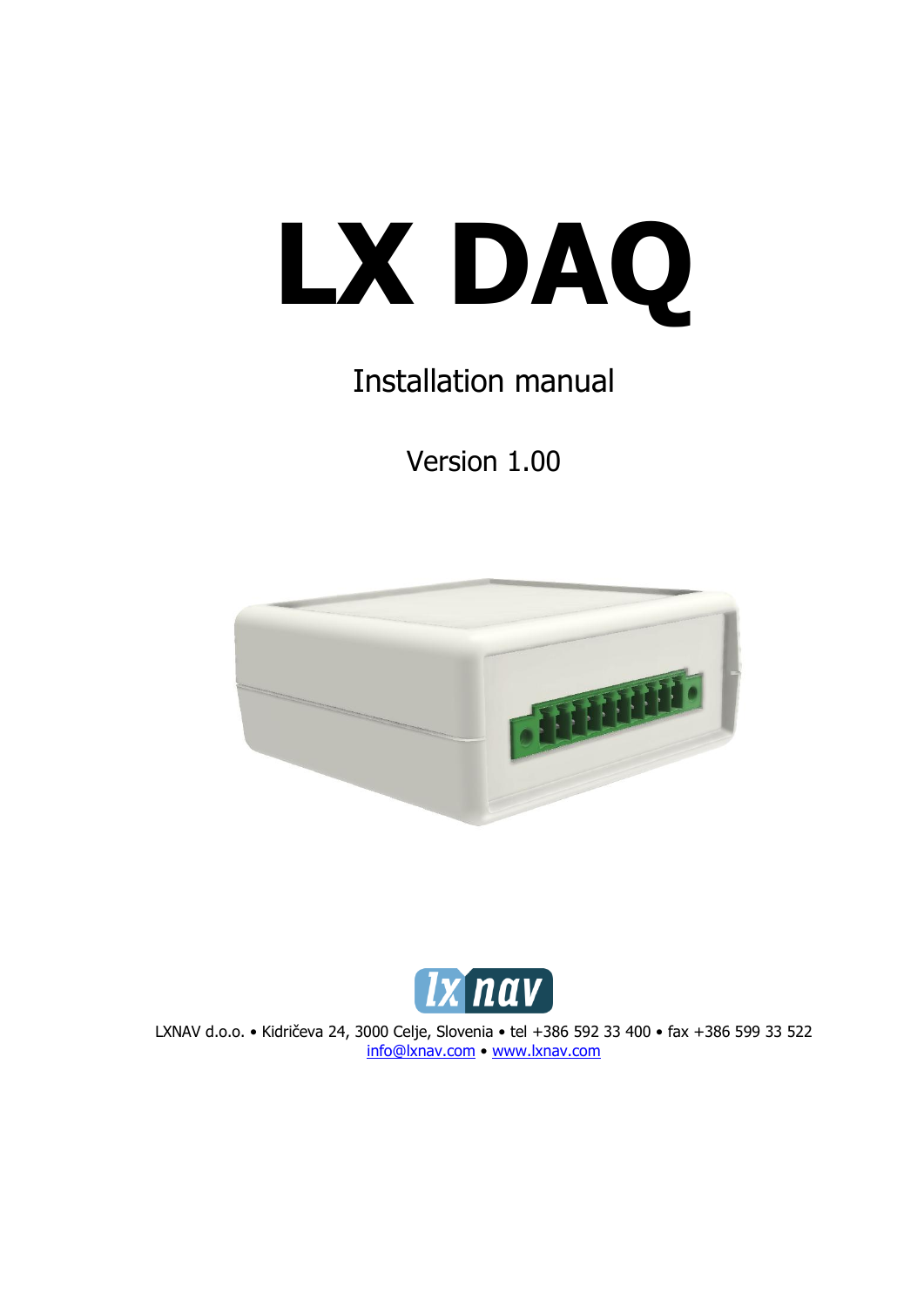# LX DAQ

Installation manual

Version 1.00

LXNAV d.o.o. • Kidričeva 24, 3000 Celje, Slovenia • tel +386 592 33 400 • fax +386 599 33 522
info@lxnav.com • www.lxnav.com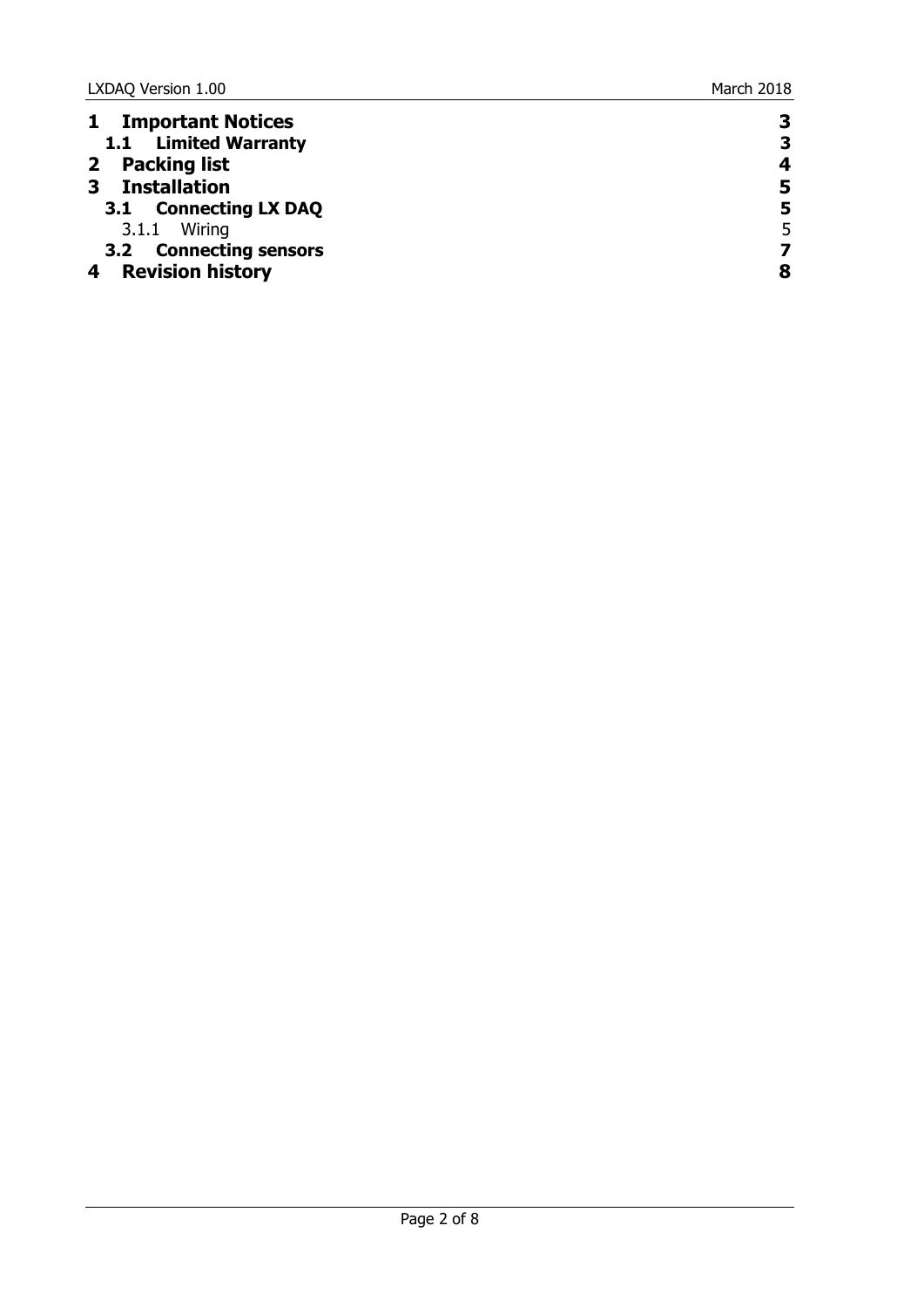| | |
|---|---|
| **1 Important Notices** | **3** |
| **1.1 Limited Warranty** | **3** |
| **2 Packing list** | **4** |
| **3 Installation** | **5** |
| **3.1 Connecting LX DAQ** | **5** |
| 3.1.1 Wiring | 5 |
| **3.2 Connecting sensors** | **7** |
| **4 Revision history** | **8** |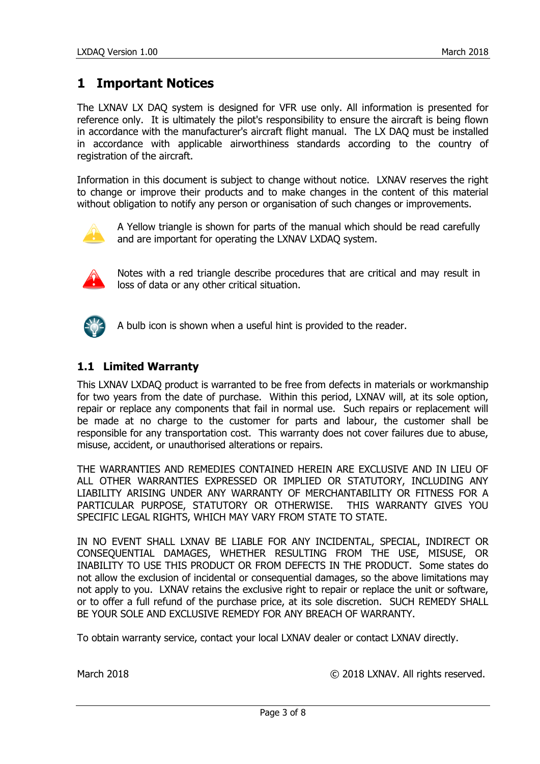# 1 Important Notices

The LXNAV LX DAQ system is designed for VFR use only. All information is presented for reference only. It is ultimately the pilot's responsibility to ensure the aircraft is being flown in accordance with the manufacturer's aircraft flight manual. The LX DAQ must be installed in accordance with applicable airworthiness standards according to the country of registration of the aircraft.

Information in this document is subject to change without notice. LXNAV reserves the right to change or improve their products and to make changes in the content of this material without obligation to notify any person or organisation of such changes or improvements.

A Yellow triangle is shown for parts of the manual which should be read carefully and are important for operating the LXNAV LXDAQ system.

Notes with a red triangle describe procedures that are critical and may result in loss of data or any other critical situation.

A bulb icon is shown when a useful hint is provided to the reader.

## 1.1 Limited Warranty

This LXNAV LXDAQ product is warranted to be free from defects in materials or workmanship for two years from the date of purchase. Within this period, LXNAV will, at its sole option, repair or replace any components that fail in normal use. Such repairs or replacement will be made at no charge to the customer for parts and labour, the customer shall be responsible for any transportation cost. This warranty does not cover failures due to abuse, misuse, accident, or unauthorised alterations or repairs.

THE WARRANTIES AND REMEDIES CONTAINED HEREIN ARE EXCLUSIVE AND IN LIEU OF ALL OTHER WARRANTIES EXPRESSED OR IMPLIED OR STATUTORY, INCLUDING ANY LIABILITY ARISING UNDER ANY WARRANTY OF MERCHANTABILITY OR FITNESS FOR A PARTICULAR PURPOSE, STATUTORY OR OTHERWISE. THIS WARRANTY GIVES YOU SPECIFIC LEGAL RIGHTS, WHICH MAY VARY FROM STATE TO STATE.

IN NO EVENT SHALL LXNAV BE LIABLE FOR ANY INCIDENTAL, SPECIAL, INDIRECT OR CONSEQUENTIAL DAMAGES, WHETHER RESULTING FROM THE USE, MISUSE, OR INABILITY TO USE THIS PRODUCT OR FROM DEFECTS IN THE PRODUCT. Some states do not allow the exclusion of incidental or consequential damages, so the above limitations may not apply to you. LXNAV retains the exclusive right to repair or replace the unit or software, or to offer a full refund of the purchase price, at its sole discretion. SUCH REMEDY SHALL BE YOUR SOLE AND EXCLUSIVE REMEDY FOR ANY BREACH OF WARRANTY.

To obtain warranty service, contact your local LXNAV dealer or contact LXNAV directly.

March 2018 © 2018 LXNAV. All rights reserved.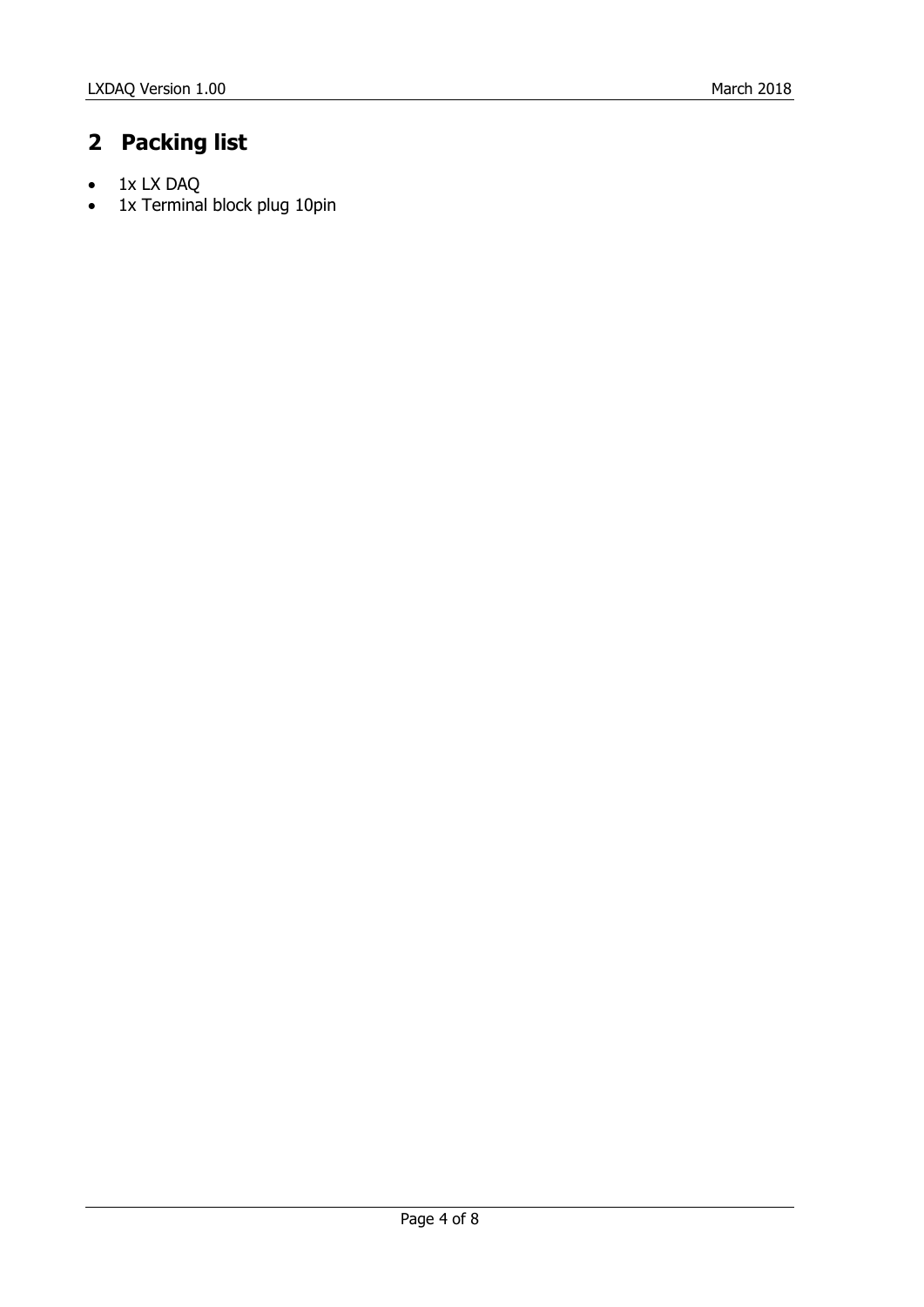# 2 Packing list

- 1x LX DAQ
- 1x Terminal block plug 10pin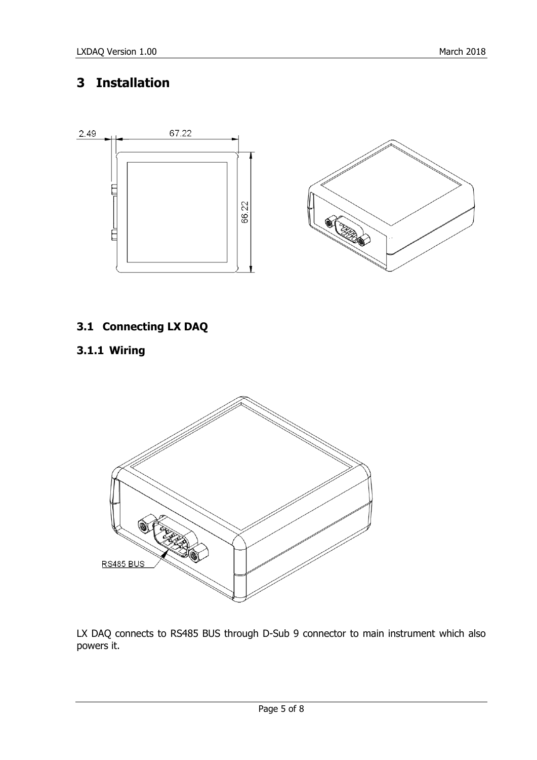# 3 Installation

## 3.1 Connecting LX DAQ

### 3.1.1 Wiring

LX DAQ connects to RS485 BUS through D-Sub 9 connector to main instrument which also powers it.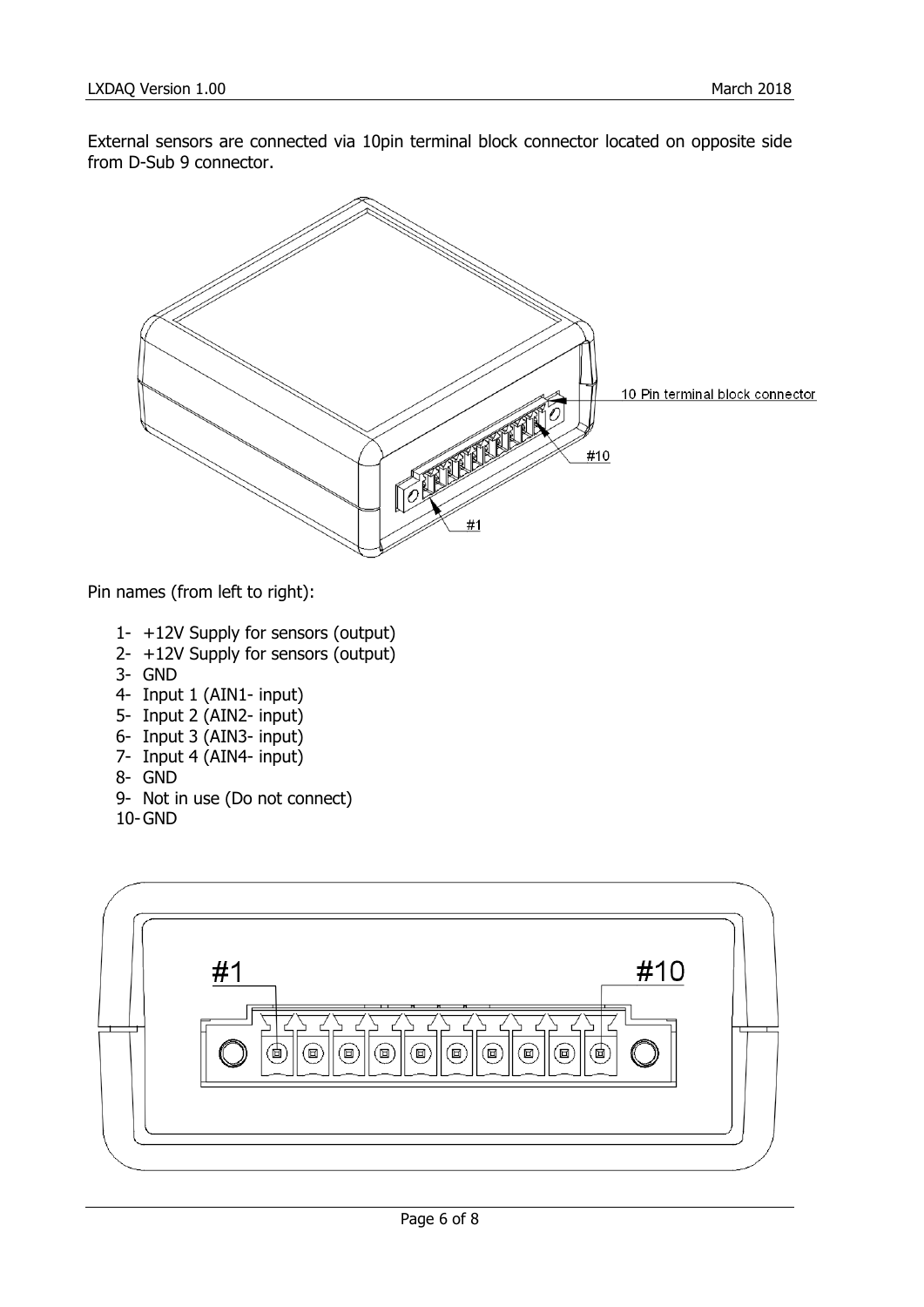External sensors are connected via 10pin terminal block connector located on opposite side from D-Sub 9 connector.

Pin names (from left to right):

1- +12V Supply for sensors (output)
2- +12V Supply for sensors (output)
3- GND
4- Input 1 (AIN1- input)
5- Input 2 (AIN2- input)
6- Input 3 (AIN3- input)
7- Input 4 (AIN4- input)
8- GND
9- Not in use (Do not connect)
10- GND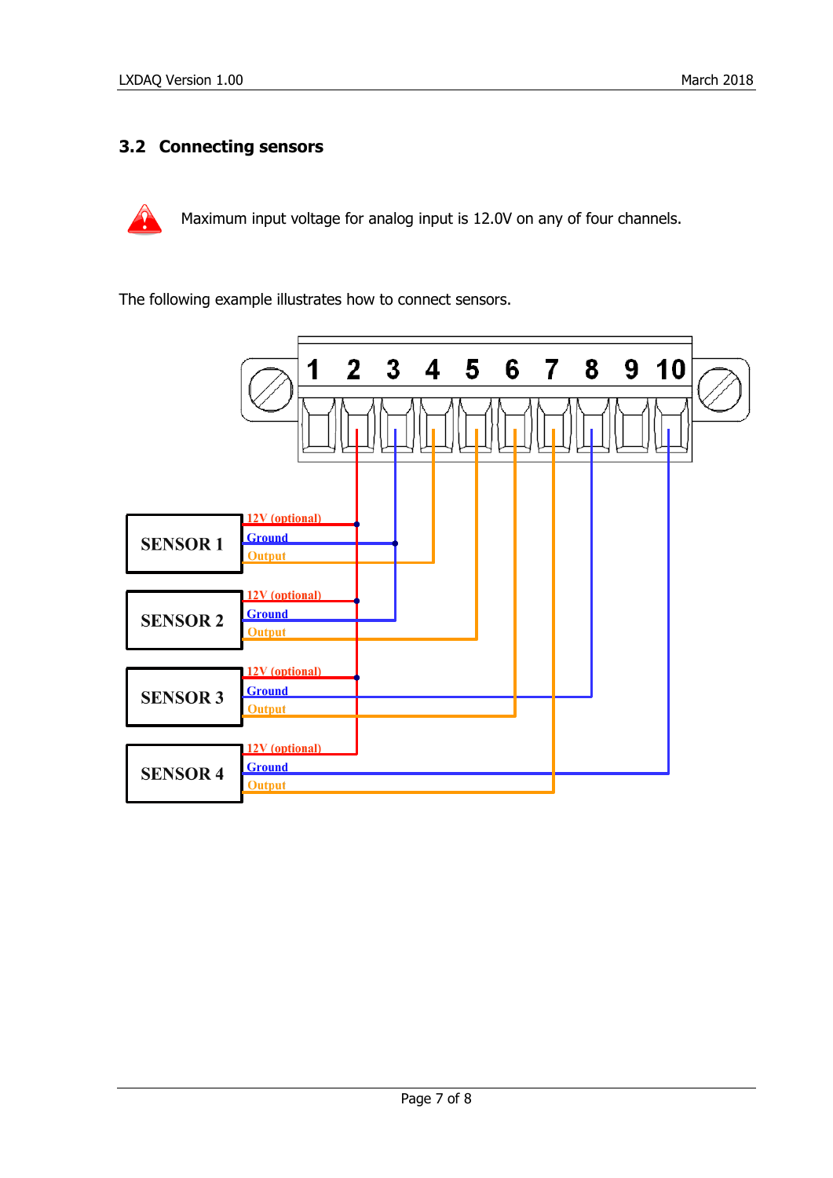## 3.2 Connecting sensors

Maximum input voltage for analog input is 12.0V on any of four channels.

The following example illustrates how to connect sensors.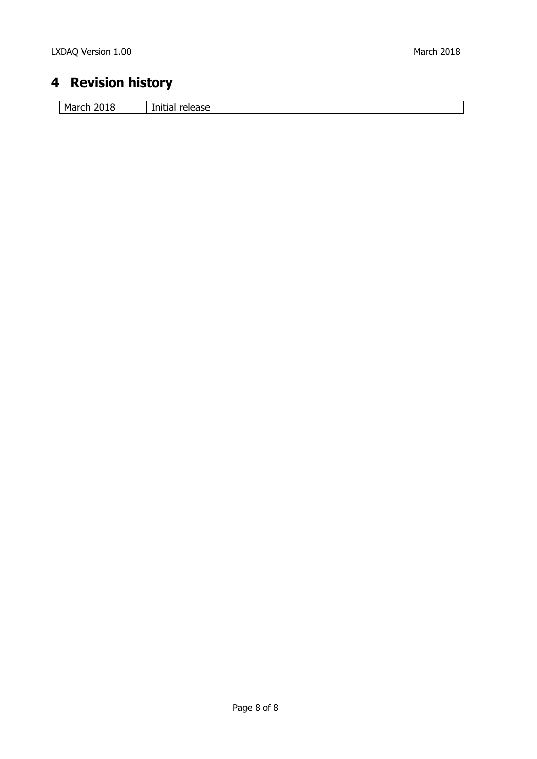# 4 Revision history

| | |
|---|---|
| March 2018 | Initial release |